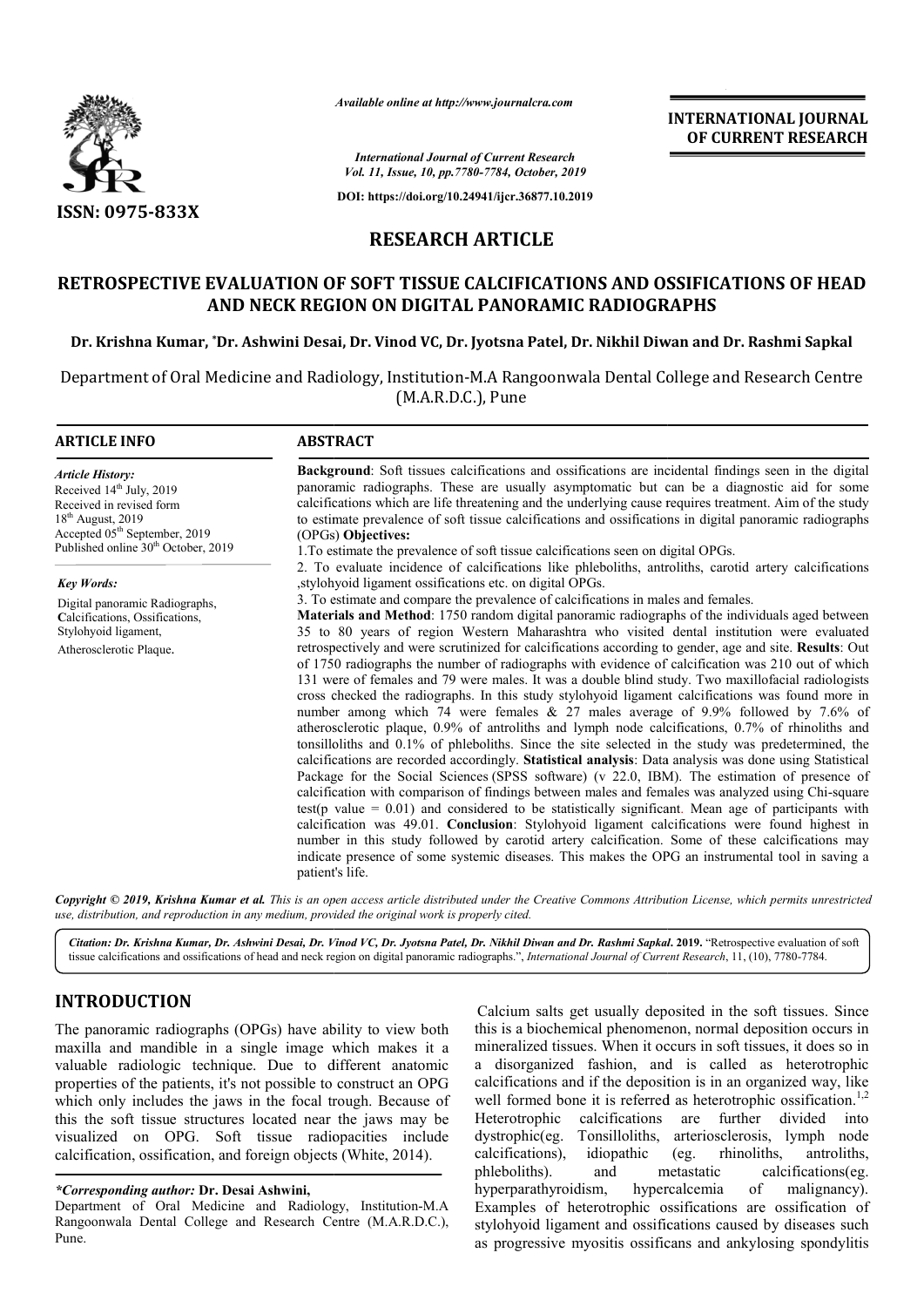*Available online at http://www.journalcra.com*

*International Journal of Current Research*
*Vol. 11, Issue, 10, pp.7780-7784, October, 2019*

**DOI: https://doi.org/10.24941/ijcr.36877.10.2019**

**ISSN: 0975-833X**

**INTERNATIONAL JOURNAL OF CURRENT RESEARCH**

## RESEARCH ARTICLE

# RETROSPECTIVE EVALUATION OF SOFT TISSUE CALCIFICATIONS AND OSSIFICATIONS OF HEAD AND NECK REGION ON DIGITAL PANORAMIC RADIOGRAPHS

**Dr. Krishna Kumar, \*Dr. Ashwini Desai, Dr. Vinod VC, Dr. Jyotsna Patel, Dr. Nikhil Diwan and Dr. Rashmi Sapkal**

Department of Oral Medicine and Radiology, Institution-M.A Rangoonwala Dental College and Research Centre (M.A.R.D.C.), Pune

**ARTICLE INFO**

*Article History:*
Received 14th July, 2019
Received in revised form
18th August, 2019
Accepted 05th September, 2019
Published online 30th October, 2019

*Key Words:*
Digital panoramic Radiographs,
Calcifications, Ossifications,
Stylohyoid ligament,
Atherosclerotic Plaque.

**ABSTRACT**

**Background**: Soft tissues calcifications and ossifications are incidental findings seen in the digital panoramic radiographs. These are usually asymptomatic but can be a diagnostic aid for some calcifications which are life threatening and the underlying cause requires treatment. Aim of the study to estimate prevalence of soft tissue calcifications and ossifications in digital panoramic radiographs (OPGs) **Objectives:**

1.To estimate the prevalence of soft tissue calcifications seen on digital OPGs.

2. To evaluate incidence of calcifications like phleboliths, antroliths, carotid artery calcifications ,stylohyoid ligament ossifications etc. on digital OPGs.

3. To estimate and compare the prevalence of calcifications in males and females.

**Materials and Method**: 1750 random digital panoramic radiographs of the individuals aged between 35 to 80 years of region Western Maharashtra who visited dental institution were evaluated retrospectively and were scrutinized for calcifications according to gender, age and site. **Results**: Out of 1750 radiographs the number of radiographs with evidence of calcification was 210 out of which 131 were of females and 79 were males. It was a double blind study. Two maxillofacial radiologists cross checked the radiographs. In this study stylohyoid ligament calcifications was found more in number among which 74 were females & 27 males average of 9.9% followed by 7.6% of atherosclerotic plaque, 0.9% of antroliths and lymph node calcifications, 0.7% of rhinoliths and tonsilloliths and 0.1% of phleboliths. Since the site selected in the study was predetermined, the calcifications are recorded accordingly. **Statistical analysis**: Data analysis was done using Statistical Package for the Social Sciences (SPSS software) (v 22.0, IBM). The estimation of presence of calcification with comparison of findings between males and females was analyzed using Chi-square test(p value = 0.01) and considered to be statistically significant. Mean age of participants with calcification was 49.01. **Conclusion**: Stylohyoid ligament calcifications were found highest in number in this study followed by carotid artery calcification. Some of these calcifications may indicate presence of some systemic diseases. This makes the OPG an instrumental tool in saving a patient's life.

***Copyright © 2019, Krishna Kumar et al.*** *This is an open access article distributed under the Creative Commons Attribution License, which permits unrestricted use, distribution, and reproduction in any medium, provided the original work is properly cited.*

***Citation: Dr. Krishna Kumar, Dr. Ashwini Desai, Dr. Vinod VC, Dr. Jyotsna Patel, Dr. Nikhil Diwan and Dr. Rashmi Sapkal. 2019.*** "Retrospective evaluation of soft tissue calcifications and ossifications of head and neck region on digital panoramic radiographs.", *International Journal of Current Research*, 11, (10), 7780-7784.

## INTRODUCTION

The panoramic radiographs (OPGs) have ability to view both maxilla and mandible in a single image which makes it a valuable radiologic technique. Due to different anatomic properties of the patients, it's not possible to construct an OPG which only includes the jaws in the focal trough. Because of this the soft tissue structures located near the jaws may be visualized on OPG. Soft tissue radiopacities include calcification, ossification, and foreign objects (White, 2014).

Calcium salts get usually deposited in the soft tissues. Since this is a biochemical phenomenon, normal deposition occurs in mineralized tissues. When it occurs in soft tissues, it does so in a disorganized fashion, and is called as heterotrophic calcifications and if the deposition is in an organized way, like well formed bone it is referred as heterotrophic ossification.[1,2] Heterotrophic calcifications are further divided into dystrophic(eg. Tonsilloliths, arteriosclerosis, lymph node calcifications), idiopathic (eg. rhinoliths, antroliths, phleboliths). and metastatic calcifications(eg. hyperparathyroidism, hypercalcemia of malignancy). Examples of heterotrophic ossifications are ossification of stylohyoid ligament and ossifications caused by diseases such as progressive myositis ossificans and ankylosing spondylitis

***\*Corresponding author:*** **Dr. Desai Ashwini,**
Department of Oral Medicine and Radiology, Institution-M.A Rangoonwala Dental College and Research Centre (M.A.R.D.C.), Pune.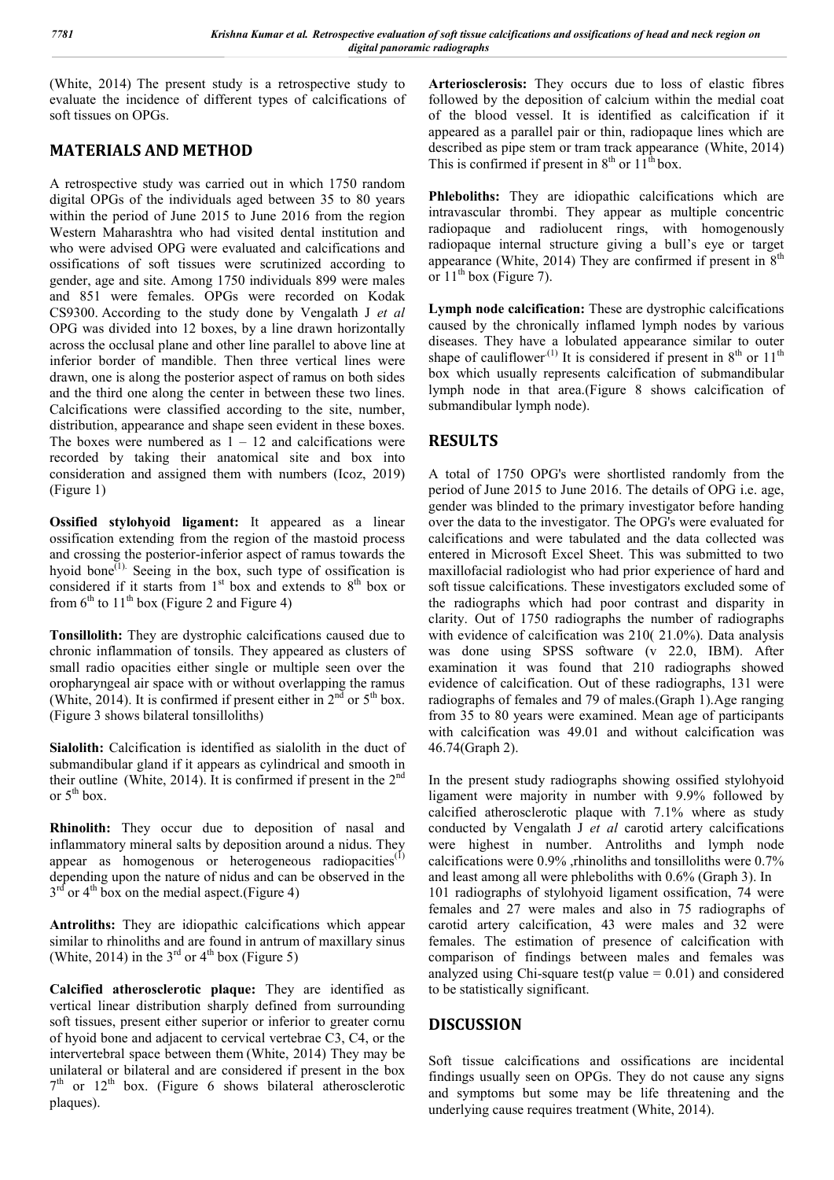(White, 2014) The present study is a retrospective study to evaluate the incidence of different types of calcifications of soft tissues on OPGs.

## MATERIALS AND METHOD

A retrospective study was carried out in which 1750 random digital OPGs of the individuals aged between 35 to 80 years within the period of June 2015 to June 2016 from the region Western Maharashtra who had visited dental institution and who were advised OPG were evaluated and calcifications and ossifications of soft tissues were scrutinized according to gender, age and site. Among 1750 individuals 899 were males and 851 were females. OPGs were recorded on Kodak CS9300. According to the study done by Vengalath J *et al* OPG was divided into 12 boxes, by a line drawn horizontally across the occlusal plane and other line parallel to above line at inferior border of mandible. Then three vertical lines were drawn, one is along the posterior aspect of ramus on both sides and the third one along the center in between these two lines. Calcifications were classified according to the site, number, distribution, appearance and shape seen evident in these boxes. The boxes were numbered as 1 – 12 and calcifications were recorded by taking their anatomical site and box into consideration and assigned them with numbers (Icoz, 2019) (Figure 1)

**Ossified stylohyoid ligament:** It appeared as a linear ossification extending from the region of the mastoid process and crossing the posterior-inferior aspect of ramus towards the hyoid bone[1]. Seeing in the box, such type of ossification is considered if it starts from 1st box and extends to 8th box or from 6th to 11th box (Figure 2 and Figure 4)

**Tonsillolith:** They are dystrophic calcifications caused due to chronic inflammation of tonsils. They appeared as clusters of small radio opacities either single or multiple seen over the oropharyngeal air space with or without overlapping the ramus (White, 2014). It is confirmed if present either in 2nd or 5th box. (Figure 3 shows bilateral tonsilloliths)

**Sialolith:** Calcification is identified as sialolith in the duct of submandibular gland if it appears as cylindrical and smooth in their outline (White, 2014). It is confirmed if present in the 2nd or 5th box.

**Rhinolith:** They occur due to deposition of nasal and inflammatory mineral salts by deposition around a nidus. They appear as homogenous or heterogeneous radiopacities[1] depending upon the nature of nidus and can be observed in the 3rd or 4th box on the medial aspect.(Figure 4)

**Antroliths:** They are idiopathic calcifications which appear similar to rhinoliths and are found in antrum of maxillary sinus (White, 2014) in the 3rd or 4th box (Figure 5)

**Calcified atherosclerotic plaque:** They are identified as vertical linear distribution sharply defined from surrounding soft tissues, present either superior or inferior to greater cornu of hyoid bone and adjacent to cervical vertebrae C3, C4, or the intervertebral space between them (White, 2014) They may be unilateral or bilateral and are considered if present in the box 7th or 12th box. (Figure 6 shows bilateral atherosclerotic plaques).

**Arteriosclerosis:** They occurs due to loss of elastic fibres followed by the deposition of calcium within the medial coat of the blood vessel. It is identified as calcification if it appeared as a parallel pair or thin, radiopaque lines which are described as pipe stem or tram track appearance (White, 2014) This is confirmed if present in 8th or 11th box.

**Phleboliths:** They are idiopathic calcifications which are intravascular thrombi. They appear as multiple concentric radiopaque and radiolucent rings, with homogenously radiopaque internal structure giving a bull's eye or target appearance (White, 2014) They are confirmed if present in 8th or 11th box (Figure 7).

**Lymph node calcification:** These are dystrophic calcifications caused by the chronically inflamed lymph nodes by various diseases. They have a lobulated appearance similar to outer shape of cauliflower[1] It is considered if present in 8th or 11th box which usually represents calcification of submandibular lymph node in that area.(Figure 8 shows calcification of submandibular lymph node).

## RESULTS

A total of 1750 OPG's were shortlisted randomly from the period of June 2015 to June 2016. The details of OPG i.e. age, gender was blinded to the primary investigator before handing over the data to the investigator. The OPG's were evaluated for calcifications and were tabulated and the data collected was entered in Microsoft Excel Sheet. This was submitted to two maxillofacial radiologist who had prior experience of hard and soft tissue calcifications. These investigators excluded some of the radiographs which had poor contrast and disparity in clarity. Out of 1750 radiographs the number of radiographs with evidence of calcification was 210( 21.0%). Data analysis was done using SPSS software (v 22.0, IBM). After examination it was found that 210 radiographs showed evidence of calcification. Out of these radiographs, 131 were radiographs of females and 79 of males.(Graph 1).Age ranging from 35 to 80 years were examined. Mean age of participants with calcification was 49.01 and without calcification was 46.74(Graph 2).

In the present study radiographs showing ossified stylohyoid ligament were majority in number with 9.9% followed by calcified atherosclerotic plaque with 7.1% where as study conducted by Vengalath J *et al* carotid artery calcifications were highest in number. Antroliths and lymph node calcifications were 0.9% ,rhinoliths and tonsilloliths were 0.7% and least among all were phleboliths with 0.6% (Graph 3). In 101 radiographs of stylohyoid ligament ossification, 74 were females and 27 were males and also in 75 radiographs of carotid artery calcification, 43 were males and 32 were females. The estimation of presence of calcification with comparison of findings between males and females was analyzed using Chi-square test(p value = 0.01) and considered to be statistically significant.

## DISCUSSION

Soft tissue calcifications and ossifications are incidental findings usually seen on OPGs. They do not cause any signs and symptoms but some may be life threatening and the underlying cause requires treatment (White, 2014).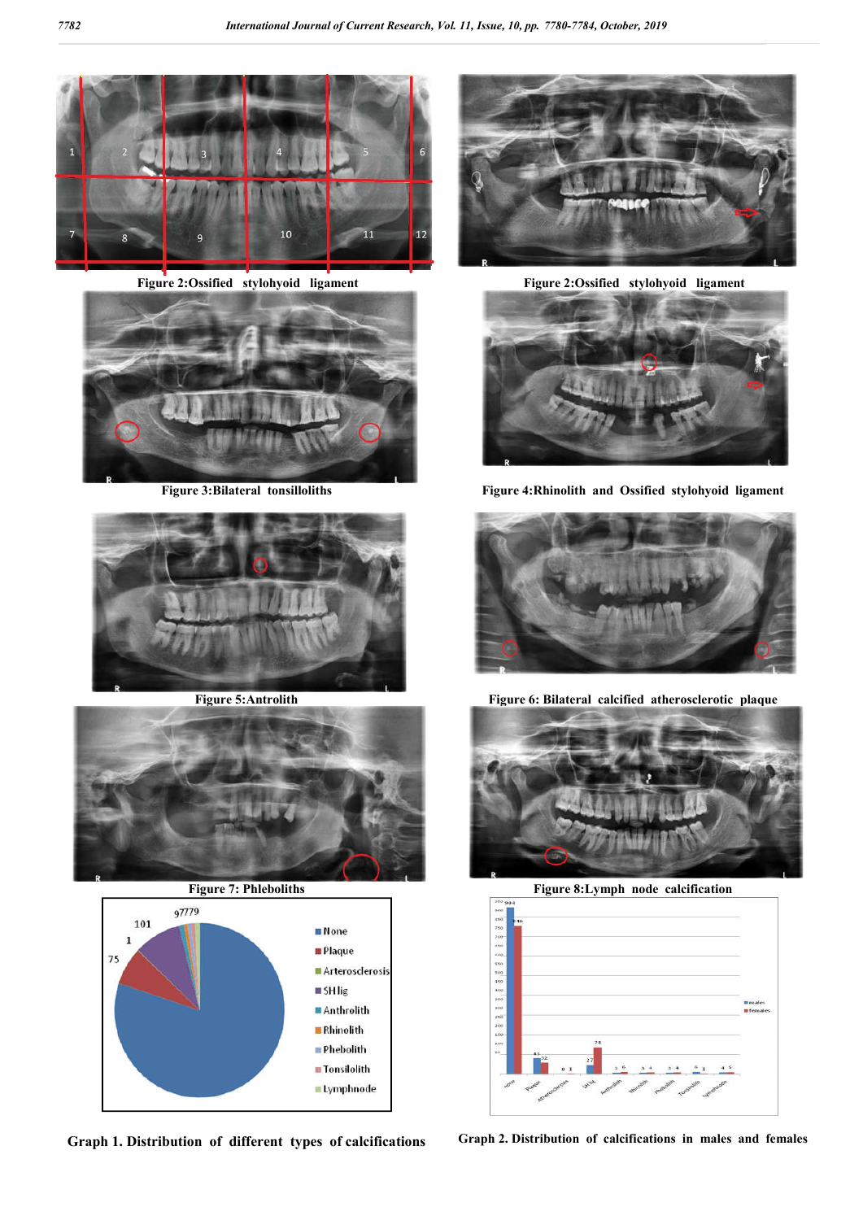Figure 2:Ossified stylohyoid ligament

Figure 2:Ossified stylohyoid ligament

Figure 3:Bilateral tonsilloliths

Figure 4:Rhinolith and Ossified stylohyoid ligament

Figure 5:Antrolith

Figure 6: Bilateral calcified atherosclerotic plaque

Figure 7: Phleboliths

Figure 8:Lymph node calcification

**Graph 1. Distribution of different types of calcifications**

**Graph 2. Distribution of calcifications in males and females**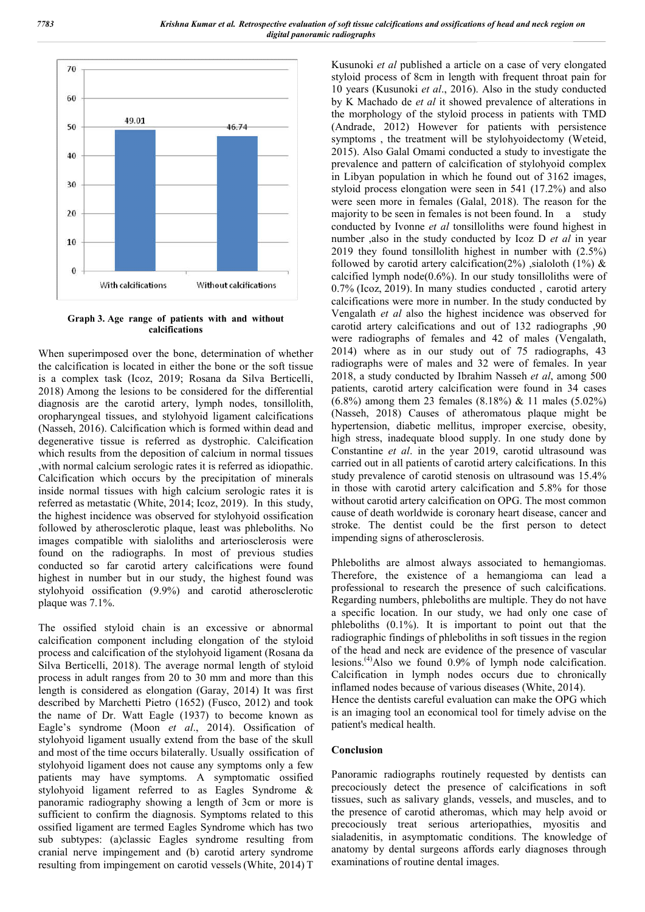Graph 3. Age range of patients with and without calcifications

When superimposed over the bone, determination of whether the calcification is located in either the bone or the soft tissue is a complex task (Icoz, 2019; Rosana da Silva Berticelli, 2018) Among the lesions to be considered for the differential diagnosis are the carotid artery, lymph nodes, tonsillolith, oropharyngeal tissues, and stylohyoid ligament calcifications (Nasseh, 2016). Calcification which is formed within dead and degenerative tissue is referred as dystrophic. Calcification which results from the deposition of calcium in normal tissues ,with normal calcium serologic rates it is referred as idiopathic. Calcification which occurs by the precipitation of minerals inside normal tissues with high calcium serologic rates it is referred as metastatic (White, 2014; Icoz, 2019). In this study, the highest incidence was observed for stylohyoid ossification followed by atherosclerotic plaque, least was phleboliths. No images compatible with sialoliths and arteriosclerosis were found on the radiographs. In most of previous studies conducted so far carotid artery calcifications were found highest in number but in our study, the highest found was stylohyoid ossification (9.9%) and carotid atherosclerotic plaque was 7.1%.

The ossified styloid chain is an excessive or abnormal calcification component including elongation of the styloid process and calcification of the stylohyoid ligament (Rosana da Silva Berticelli, 2018). The average normal length of styloid process in adult ranges from 20 to 30 mm and more than this length is considered as elongation (Garay, 2014) It was first described by Marchetti Pietro (1652) (Fusco, 2012) and took the name of Dr. Watt Eagle (1937) to become known as Eagle's syndrome (Moon *et al*., 2014). Ossification of stylohyoid ligament usually extend from the base of the skull and most of the time occurs bilaterally. Usually ossification of stylohyoid ligament does not cause any symptoms only a few patients may have symptoms. A symptomatic ossified stylohyoid ligament referred to as Eagles Syndrome & panoramic radiography showing a length of 3cm or more is sufficient to confirm the diagnosis. Symptoms related to this ossified ligament are termed Eagles Syndrome which has two sub subtypes: (a)classic Eagles syndrome resulting from cranial nerve impingement and (b) carotid artery syndrome resulting from impingement on carotid vessels (White, 2014) T Kusunoki *et al* published a article on a case of very elongated styloid process of 8cm in length with frequent throat pain for 10 years (Kusunoki *et al*., 2016). Also in the study conducted by K Machado de *et al* it showed prevalence of alterations in the morphology of the styloid process in patients with TMD (Andrade, 2012) However for patients with persistence symptoms , the treatment will be stylohyoidectomy (Weteid, 2015). Also Galal Omami conducted a study to investigate the prevalence and pattern of calcification of stylohyoid complex in Libyan population in which he found out of 3162 images, styloid process elongation were seen in 541 (17.2%) and also were seen more in females (Galal, 2018). The reason for the majority to be seen in females is not been found. In a study conducted by Ivonne *et al* tonsilloliths were found highest in number ,also in the study conducted by Icoz D *et al* in year 2019 they found tonsillolith highest in number with (2.5%) followed by carotid artery calcification(2%) ,sialoloth (1%) & calcified lymph node(0.6%). In our study tonsilloliths were of 0.7% (Icoz, 2019). In many studies conducted , carotid artery calcifications were more in number. In the study conducted by Vengalath *et al* also the highest incidence was observed for carotid artery calcifications and out of 132 radiographs ,90 were radiographs of females and 42 of males (Vengalath, 2014) where as in our study out of 75 radiographs, 43 radiographs were of males and 32 were of females. In year 2018, a study conducted by Ibrahim Nasseh *et al*, among 500 patients, carotid artery calcification were found in 34 cases (6.8%) among them 23 females (8.18%) & 11 males (5.02%) (Nasseh, 2018) Causes of atheromatous plaque might be hypertension, diabetic mellitus, improper exercise, obesity, high stress, inadequate blood supply. In one study done by Constantine *et al*. in the year 2019, carotid ultrasound was carried out in all patients of carotid artery calcifications. In this study prevalence of carotid stenosis on ultrasound was 15.4% in those with carotid artery calcification and 5.8% for those without carotid artery calcification on OPG. The most common cause of death worldwide is coronary heart disease, cancer and stroke. The dentist could be the first person to detect impending signs of atherosclerosis.

Phleboliths are almost always associated to hemangiomas. Therefore, the existence of a hemangioma can lead a professional to research the presence of such calcifications. Regarding numbers, phleboliths are multiple. They do not have a specific location. In our study, we had only one case of phleboliths (0.1%). It is important to point out that the radiographic findings of phleboliths in soft tissues in the region of the head and neck are evidence of the presence of vascular lesions.[4] Also we found 0.9% of lymph node calcification. Calcification in lymph nodes occurs due to chronically inflamed nodes because of various diseases (White, 2014).

Hence the dentists careful evaluation can make the OPG which is an imaging tool an economical tool for timely advise on the patient's medical health.

## Conclusion

Panoramic radiographs routinely requested by dentists can precociously detect the presence of calcifications in soft tissues, such as salivary glands, vessels, and muscles, and to the presence of carotid atheromas, which may help avoid or precociously treat serious arteriopathies, myositis and sialadenitis, in asymptomatic conditions. The knowledge of anatomy by dental surgeons affords early diagnoses through examinations of routine dental images.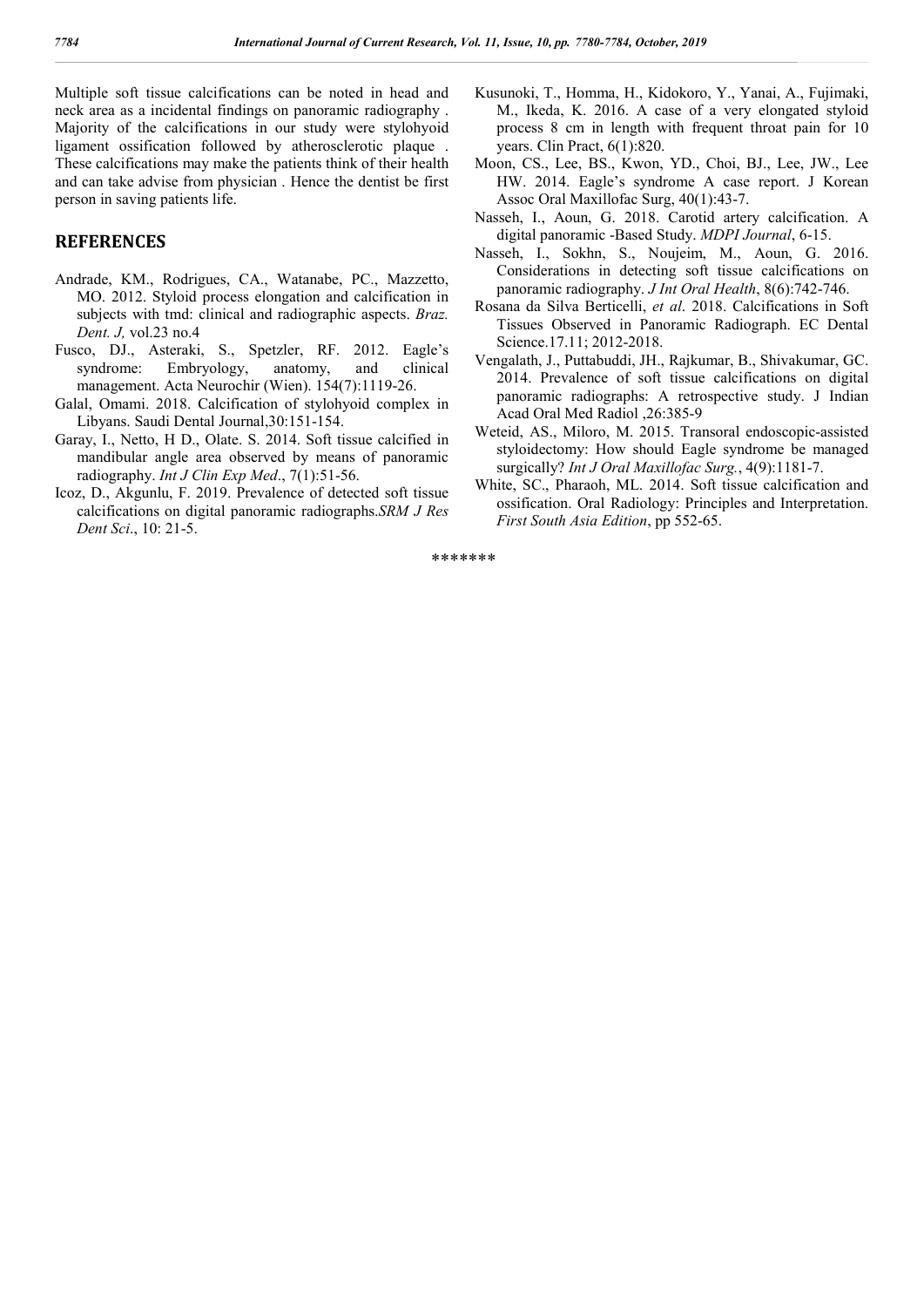Multiple soft tissue calcifications can be noted in head and neck area as a incidental findings on panoramic radiography . Majority of the calcifications in our study were stylohyoid ligament ossification followed by atherosclerotic plaque . These calcifications may make the patients think of their health and can take advise from physician . Hence the dentist be first person in saving patients life.

## REFERENCES

Andrade, KM., Rodrigues, CA., Watanabe, PC., Mazzetto, MO. 2012. Styloid process elongation and calcification in subjects with tmd: clinical and radiographic aspects. *Braz. Dent. J,* vol.23 no.4

Fusco, DJ., Asteraki, S., Spetzler, RF. 2012. Eagle's syndrome: Embryology, anatomy, and clinical management. Acta Neurochir (Wien). 154(7):1119-26.

Galal, Omami. 2018. Calcification of stylohyoid complex in Libyans. Saudi Dental Journal,30:151-154.

Garay, I., Netto, H D., Olate. S. 2014. Soft tissue calcified in mandibular angle area observed by means of panoramic radiography. *Int J Clin Exp Med*., 7(1):51-56.

Icoz, D., Akgunlu, F. 2019. Prevalence of detected soft tissue calcifications on digital panoramic radiographs.*SRM J Res Dent Sci*., 10: 21-5.

Kusunoki, T., Homma, H., Kidokoro, Y., Yanai, A., Fujimaki, M., Ikeda, K. 2016. A case of a very elongated styloid process 8 cm in length with frequent throat pain for 10 years. Clin Pract, 6(1):820.

Moon, CS., Lee, BS., Kwon, YD., Choi, BJ., Lee, JW., Lee HW. 2014. Eagle's syndrome A case report. J Korean Assoc Oral Maxillofac Surg, 40(1):43-7.

Nasseh, I., Aoun, G. 2018. Carotid artery calcification. A digital panoramic -Based Study. *MDPI Journal*, 6-15.

Nasseh, I., Sokhn, S., Noujeim, M., Aoun, G. 2016. Considerations in detecting soft tissue calcifications on panoramic radiography. *J Int Oral Health*, 8(6):742-746.

Rosana da Silva Berticelli, *et al*. 2018. Calcifications in Soft Tissues Observed in Panoramic Radiograph. EC Dental Science.17.11; 2012-2018.

Vengalath, J., Puttabuddi, JH., Rajkumar, B., Shivakumar, GC. 2014. Prevalence of soft tissue calcifications on digital panoramic radiographs: A retrospective study. J Indian Acad Oral Med Radiol ,26:385-9

Weteid, AS., Miloro, M. 2015. Transoral endoscopic-assisted styloidectomy: How should Eagle syndrome be managed surgically? *Int J Oral Maxillofac Surg.*, 4(9):1181-7.

White, SC., Pharaoh, ML. 2014. Soft tissue calcification and ossification. Oral Radiology: Principles and Interpretation. *First South Asia Edition*, pp 552-65.

\*\*\*\*\*\*\*